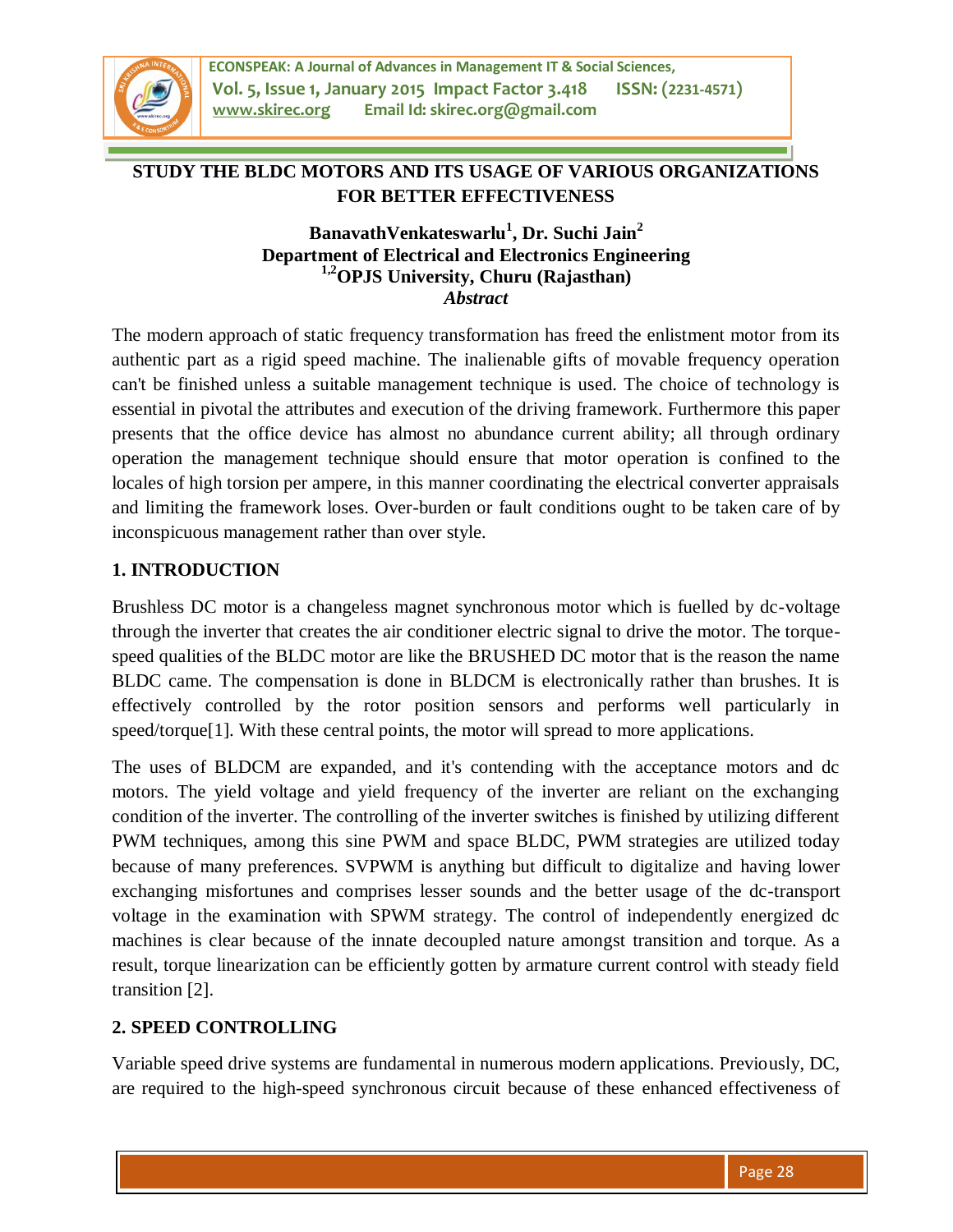# STUDY THE BLDC MOTORS AND ITS USAGE OF VARIOUS ORGANIZATIONS FOR BETTER EFFECTIVENESS

**BanavathVenkateswarlu[1], Dr. Suchi Jain[2]**
**Department of Electrical and Electronics Engineering**
**[1,2]OPJS University, Churu (Rajasthan)**

***Abstract***

The modern approach of static frequency transformation has freed the enlistment motor from its authentic part as a rigid speed machine. The inalienable gifts of movable frequency operation can't be finished unless a suitable management technique is used. The choice of technology is essential in pivotal the attributes and execution of the driving framework. Furthermore this paper presents that the office device has almost no abundance current ability; all through ordinary operation the management technique should ensure that motor operation is confined to the locales of high torsion per ampere, in this manner coordinating the electrical converter appraisals and limiting the framework loses. Over-burden or fault conditions ought to be taken care of by inconspicuous management rather than over style.

## 1. INTRODUCTION

Brushless DC motor is a changeless magnet synchronous motor which is fuelled by dc-voltage through the inverter that creates the air conditioner electric signal to drive the motor. The torque-speed qualities of the BLDC motor are like the BRUSHED DC motor that is the reason the name BLDC came. The compensation is done in BLDCM is electronically rather than brushes. It is effectively controlled by the rotor position sensors and performs well particularly in speed/torque[1]. With these central points, the motor will spread to more applications.

The uses of BLDCM are expanded, and it's contending with the acceptance motors and dc motors. The yield voltage and yield frequency of the inverter are reliant on the exchanging condition of the inverter. The controlling of the inverter switches is finished by utilizing different PWM techniques, among this sine PWM and space BLDC, PWM strategies are utilized today because of many preferences. SVPWM is anything but difficult to digitalize and having lower exchanging misfortunes and comprises lesser sounds and the better usage of the dc-transport voltage in the examination with SPWM strategy. The control of independently energized dc machines is clear because of the innate decoupled nature amongst transition and torque. As a result, torque linearization can be efficiently gotten by armature current control with steady field transition [2].

## 2. SPEED CONTROLLING

Variable speed drive systems are fundamental in numerous modern applications. Previously, DC, are required to the high-speed synchronous circuit because of these enhanced effectiveness of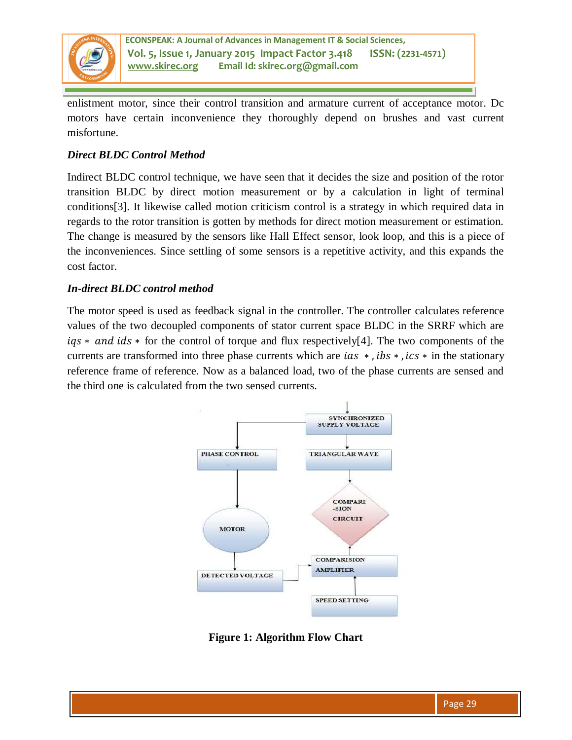enlistment motor, since their control transition and armature current of acceptance motor. Dc motors have certain inconvenience they thoroughly depend on brushes and vast current misfortune.

***Direct BLDC Control Method***

Indirect BLDC control technique, we have seen that it decides the size and position of the rotor transition BLDC by direct motion measurement or by a calculation in light of terminal conditions[3]. It likewise called motion criticism control is a strategy in which required data in regards to the rotor transition is gotten by methods for direct motion measurement or estimation. The change is measured by the sensors like Hall Effect sensor, look loop, and this is a piece of the inconveniences. Since settling of some sensors is a repetitive activity, and this expands the cost factor.

***In-direct BLDC control method***

The motor speed is used as feedback signal in the controller. The controller calculates reference values of the two decoupled components of stator current space BLDC in the SRRF which are $iqs*$ and $ids*$ for the control of torque and flux respectively[4]. The two components of the currents are transformed into three phase currents which are $ias*$, $ibs*$, $ics*$ in the stationary reference frame of reference. Now as a balanced load, two of the phase currents are sensed and the third one is calculated from the two sensed currents.

SYNCHRONIZED SUPPLY VOLTAGE

PHASE CONTROL

TRIANGULAR WAVE

COMPARI -SION CIRCUIT

MOTOR

COMPARISION AMPLIFIER

DETECTED VOLTAGE

SPEED SETTING

**Figure 1: Algorithm Flow Chart**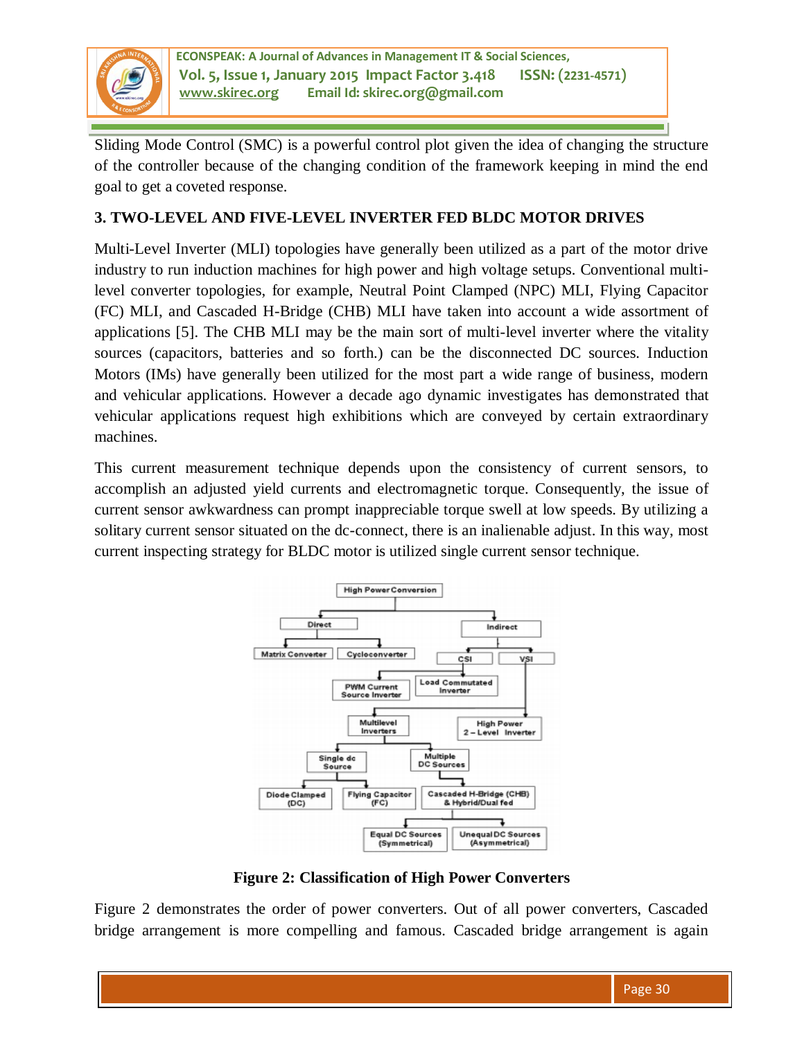Sliding Mode Control (SMC) is a powerful control plot given the idea of changing the structure of the controller because of the changing condition of the framework keeping in mind the end goal to get a coveted response.

## 3. TWO-LEVEL AND FIVE-LEVEL INVERTER FED BLDC MOTOR DRIVES

Multi-Level Inverter (MLI) topologies have generally been utilized as a part of the motor drive industry to run induction machines for high power and high voltage setups. Conventional multi-level converter topologies, for example, Neutral Point Clamped (NPC) MLI, Flying Capacitor (FC) MLI, and Cascaded H-Bridge (CHB) MLI have taken into account a wide assortment of applications [5]. The CHB MLI may be the main sort of multi-level inverter where the vitality sources (capacitors, batteries and so forth.) can be the disconnected DC sources. Induction Motors (IMs) have generally been utilized for the most part a wide range of business, modern and vehicular applications. However a decade ago dynamic investigates has demonstrated that vehicular applications request high exhibitions which are conveyed by certain extraordinary machines.

This current measurement technique depends upon the consistency of current sensors, to accomplish an adjusted yield currents and electromagnetic torque. Consequently, the issue of current sensor awkwardness can prompt inappreciable torque swell at low speeds. By utilizing a solitary current sensor situated on the dc-connect, there is an inalienable adjust. In this way, most current inspecting strategy for BLDC motor is utilized single current sensor technique.

- High Power Conversion
  - Direct
    - Matrix Converter
    - Cycloconverter
  - Indirect
    - CSI
      - PWM Current Source Inverter
      - Load Commutated Inverter
    - VSI
      - Multilevel Inverters
        - Single dc Source
          - Diode Clamped (DC)
          - Flying Capacitor (FC)
        - Multiple DC Sources
          - Cascaded H-Bridge (CHB) & Hybrid/Dual fed
            - Equal DC Sources (Symmetrical)
            - Unequal DC Sources (Asymmetrical)
      - High Power 2 – Level Inverter

**Figure 2: Classification of High Power Converters**

Figure 2 demonstrates the order of power converters. Out of all power converters, Cascaded bridge arrangement is more compelling and famous. Cascaded bridge arrangement is again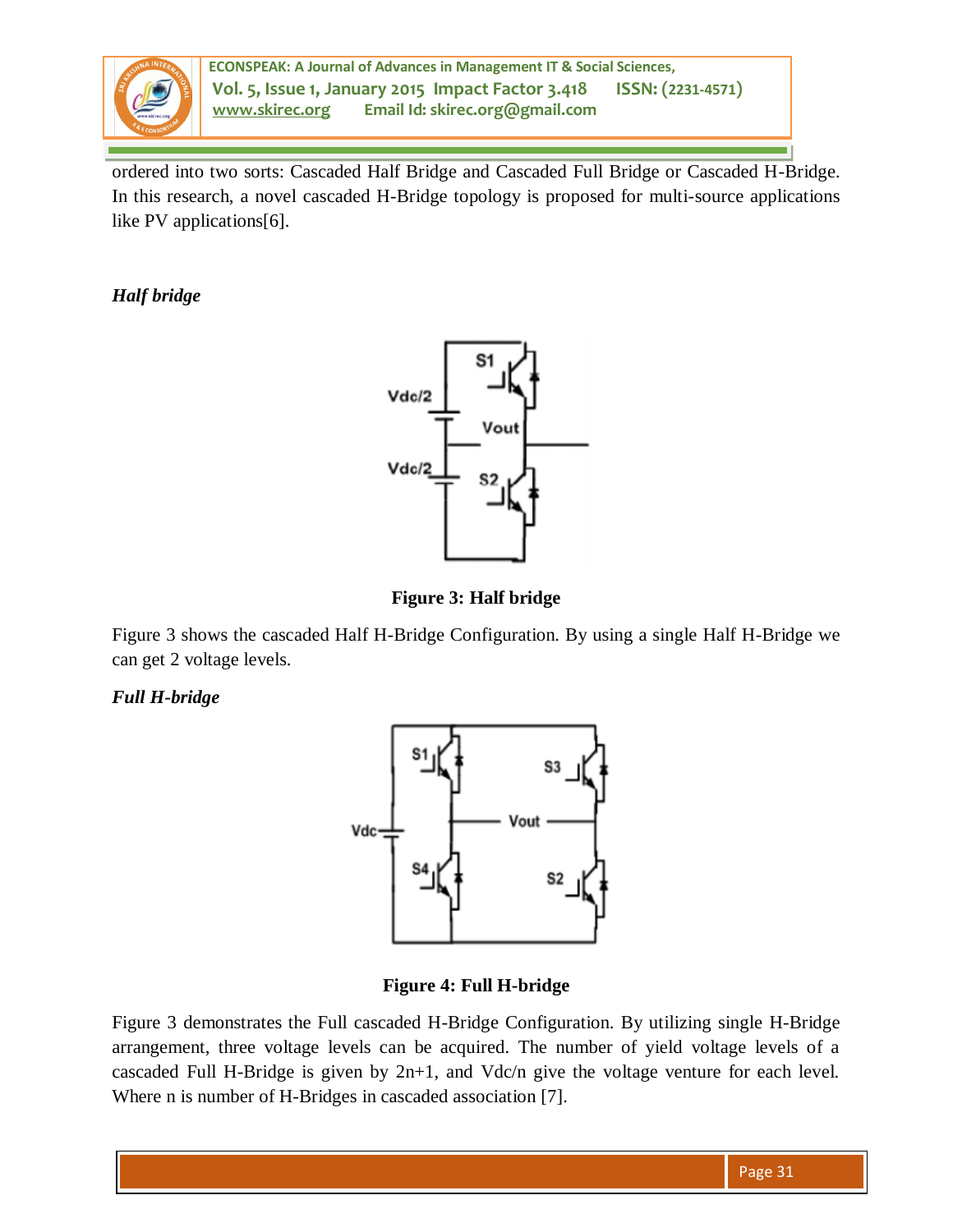ordered into two sorts: Cascaded Half Bridge and Cascaded Full Bridge or Cascaded H-Bridge. In this research, a novel cascaded H-Bridge topology is proposed for multi-source applications like PV applications[6].

### *Half bridge*

**Figure 3: Half bridge**

Figure 3 shows the cascaded Half H-Bridge Configuration. By using a single Half H-Bridge we can get 2 voltage levels.

### *Full H-bridge*

**Figure 4: Full H-bridge**

Figure 3 demonstrates the Full cascaded H-Bridge Configuration. By utilizing single H-Bridge arrangement, three voltage levels can be acquired. The number of yield voltage levels of a cascaded Full H-Bridge is given by 2n+1, and Vdc/n give the voltage venture for each level. Where n is number of H-Bridges in cascaded association [7].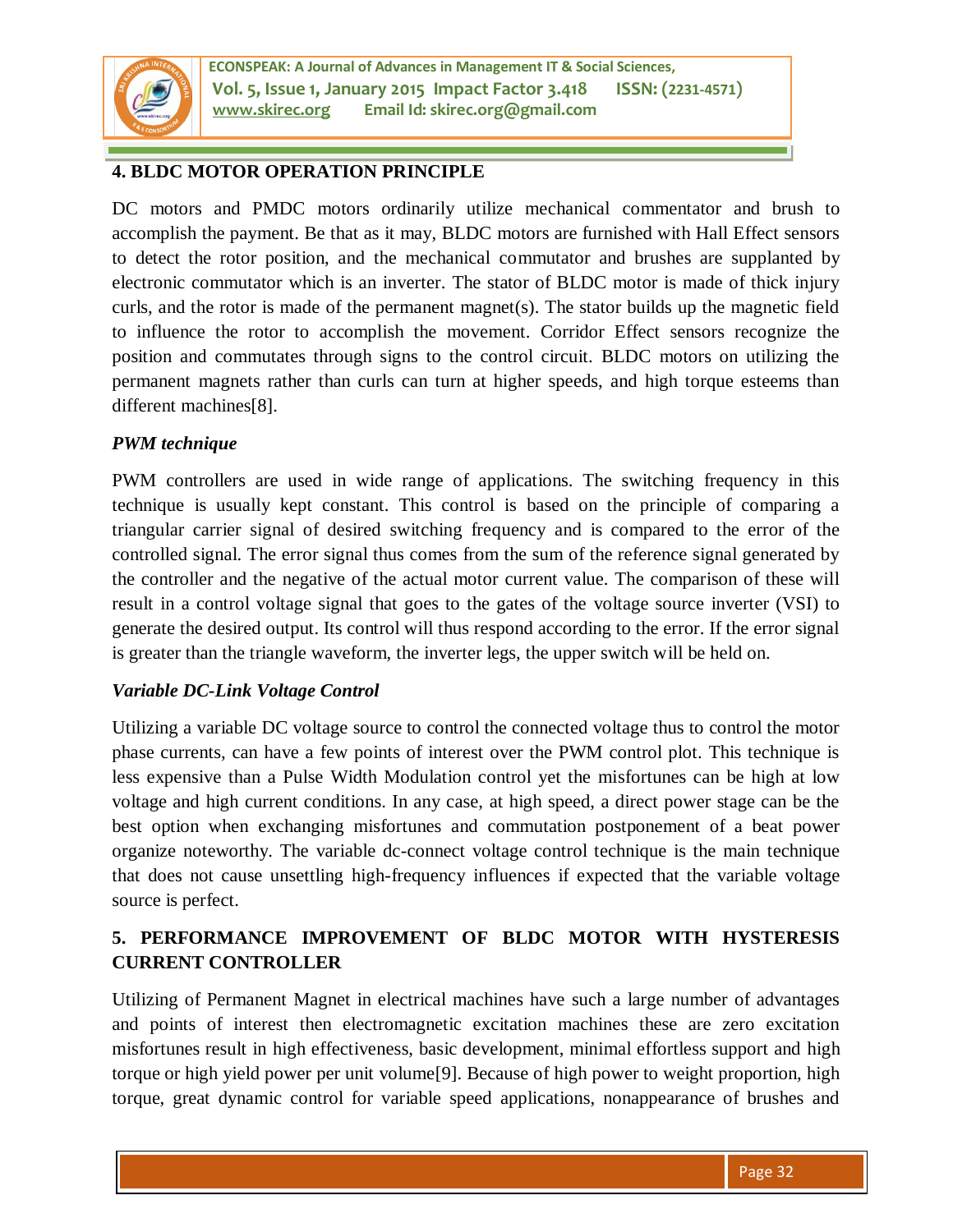## 4. BLDC MOTOR OPERATION PRINCIPLE

DC motors and PMDC motors ordinarily utilize mechanical commentator and brush to accomplish the payment. Be that as it may, BLDC motors are furnished with Hall Effect sensors to detect the rotor position, and the mechanical commutator and brushes are supplanted by electronic commutator which is an inverter. The stator of BLDC motor is made of thick injury curls, and the rotor is made of the permanent magnet(s). The stator builds up the magnetic field to influence the rotor to accomplish the movement. Corridor Effect sensors recognize the position and commutates through signs to the control circuit. BLDC motors on utilizing the permanent magnets rather than curls can turn at higher speeds, and high torque esteems than different machines[8].

### *PWM technique*

PWM controllers are used in wide range of applications. The switching frequency in this technique is usually kept constant. This control is based on the principle of comparing a triangular carrier signal of desired switching frequency and is compared to the error of the controlled signal. The error signal thus comes from the sum of the reference signal generated by the controller and the negative of the actual motor current value. The comparison of these will result in a control voltage signal that goes to the gates of the voltage source inverter (VSI) to generate the desired output. Its control will thus respond according to the error. If the error signal is greater than the triangle waveform, the inverter legs, the upper switch will be held on.

### *Variable DC-Link Voltage Control*

Utilizing a variable DC voltage source to control the connected voltage thus to control the motor phase currents, can have a few points of interest over the PWM control plot. This technique is less expensive than a Pulse Width Modulation control yet the misfortunes can be high at low voltage and high current conditions. In any case, at high speed, a direct power stage can be the best option when exchanging misfortunes and commutation postponement of a beat power organize noteworthy. The variable dc-connect voltage control technique is the main technique that does not cause unsettling high-frequency influences if expected that the variable voltage source is perfect.

## 5. PERFORMANCE IMPROVEMENT OF BLDC MOTOR WITH HYSTERESIS CURRENT CONTROLLER

Utilizing of Permanent Magnet in electrical machines have such a large number of advantages and points of interest then electromagnetic excitation machines these are zero excitation misfortunes result in high effectiveness, basic development, minimal effortless support and high torque or high yield power per unit volume[9]. Because of high power to weight proportion, high torque, great dynamic control for variable speed applications, nonappearance of brushes and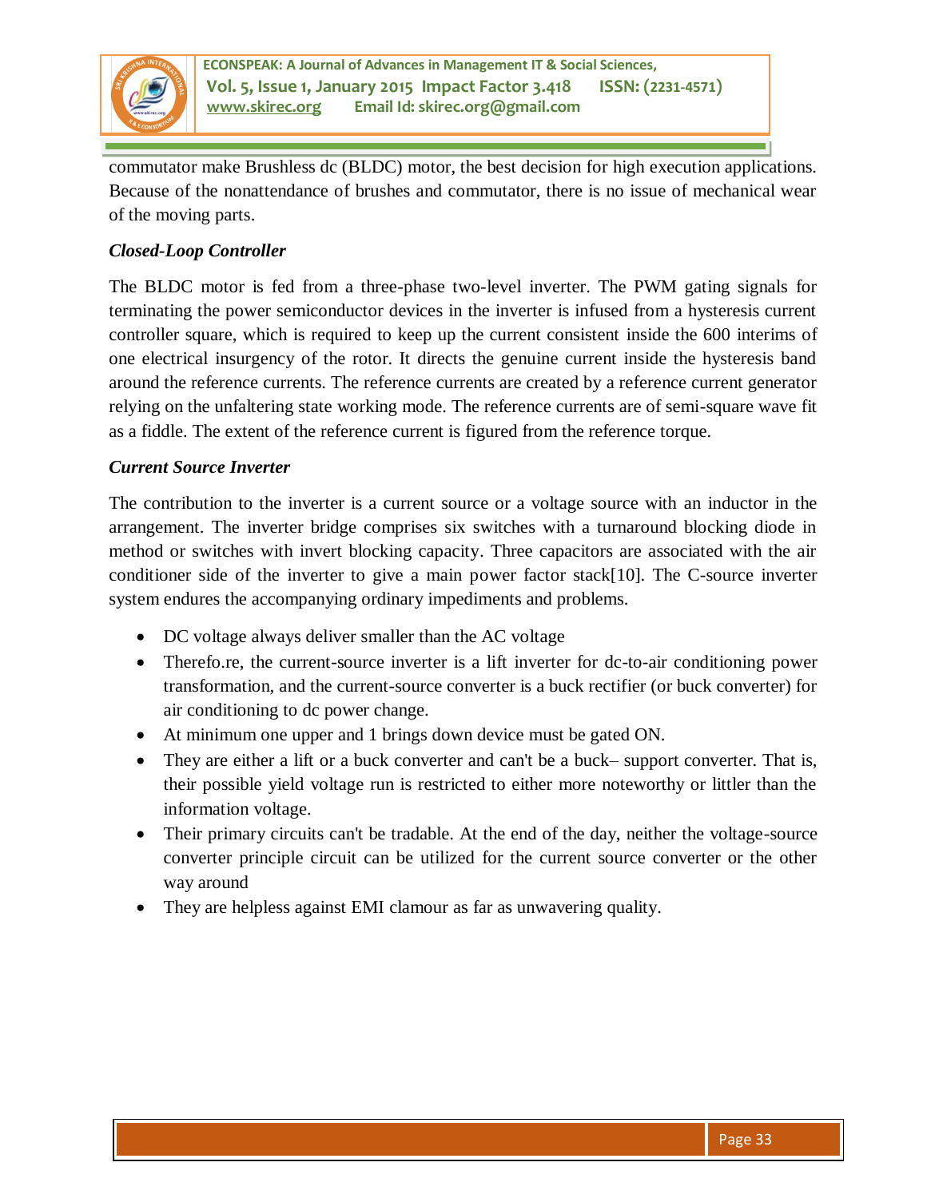commutator make Brushless dc (BLDC) motor, the best decision for high execution applications. Because of the nonattendance of brushes and commutator, there is no issue of mechanical wear of the moving parts.

***Closed-Loop Controller***

The BLDC motor is fed from a three-phase two-level inverter. The PWM gating signals for terminating the power semiconductor devices in the inverter is infused from a hysteresis current controller square, which is required to keep up the current consistent inside the 600 interims of one electrical insurgency of the rotor. It directs the genuine current inside the hysteresis band around the reference currents. The reference currents are created by a reference current generator relying on the unfaltering state working mode. The reference currents are of semi-square wave fit as a fiddle. The extent of the reference current is figured from the reference torque.

***Current Source Inverter***

The contribution to the inverter is a current source or a voltage source with an inductor in the arrangement. The inverter bridge comprises six switches with a turnaround blocking diode in method or switches with invert blocking capacity. Three capacitors are associated with the air conditioner side of the inverter to give a main power factor stack[10]. The C-source inverter system endures the accompanying ordinary impediments and problems.

- DC voltage always deliver smaller than the AC voltage
- Therefo.re, the current-source inverter is a lift inverter for dc-to-air conditioning power transformation, and the current-source converter is a buck rectifier (or buck converter) for air conditioning to dc power change.
- At minimum one upper and 1 brings down device must be gated ON.
- They are either a lift or a buck converter and can't be a buck– support converter. That is, their possible yield voltage run is restricted to either more noteworthy or littler than the information voltage.
- Their primary circuits can't be tradable. At the end of the day, neither the voltage-source converter principle circuit can be utilized for the current source converter or the other way around
- They are helpless against EMI clamour as far as unwavering quality.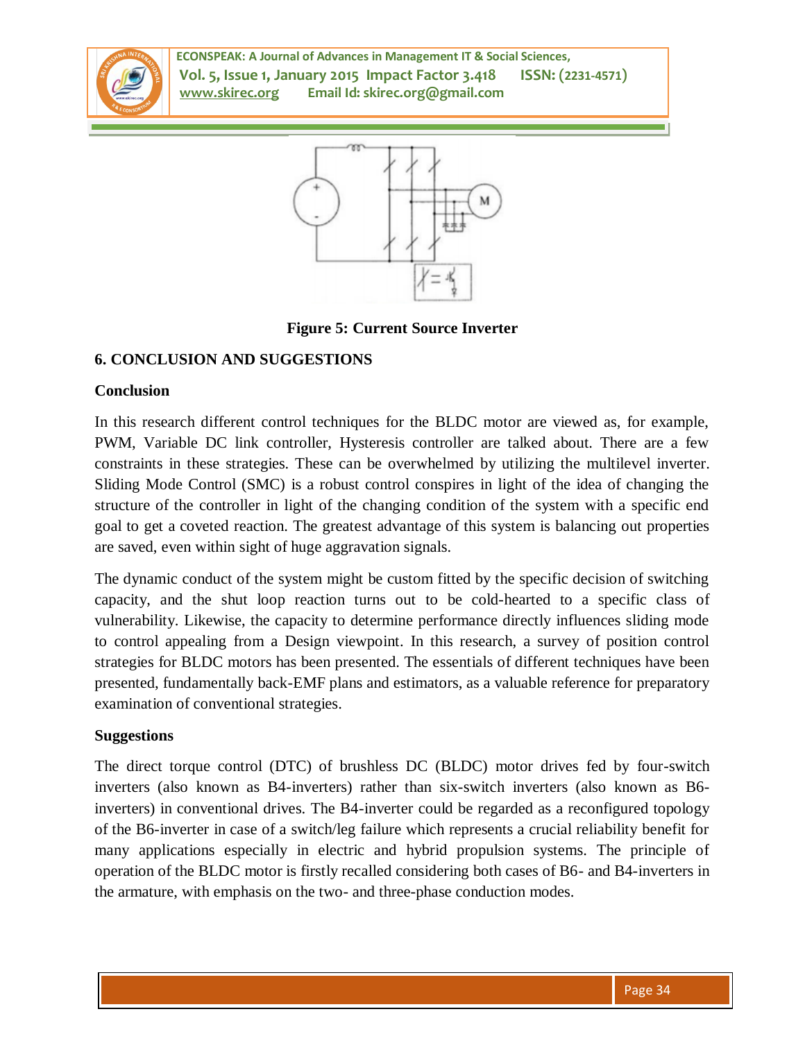**Figure 5: Current Source Inverter**

## 6. CONCLUSION AND SUGGESTIONS

### Conclusion

In this research different control techniques for the BLDC motor are viewed as, for example, PWM, Variable DC link controller, Hysteresis controller are talked about. There are a few constraints in these strategies. These can be overwhelmed by utilizing the multilevel inverter. Sliding Mode Control (SMC) is a robust control conspires in light of the idea of changing the structure of the controller in light of the changing condition of the system with a specific end goal to get a coveted reaction. The greatest advantage of this system is balancing out properties are saved, even within sight of huge aggravation signals.

The dynamic conduct of the system might be custom fitted by the specific decision of switching capacity, and the shut loop reaction turns out to be cold-hearted to a specific class of vulnerability. Likewise, the capacity to determine performance directly influences sliding mode to control appealing from a Design viewpoint. In this research, a survey of position control strategies for BLDC motors has been presented. The essentials of different techniques have been presented, fundamentally back-EMF plans and estimators, as a valuable reference for preparatory examination of conventional strategies.

### Suggestions

The direct torque control (DTC) of brushless DC (BLDC) motor drives fed by four-switch inverters (also known as B4-inverters) rather than six-switch inverters (also known as B6-inverters) in conventional drives. The B4-inverter could be regarded as a reconfigured topology of the B6-inverter in case of a switch/leg failure which represents a crucial reliability benefit for many applications especially in electric and hybrid propulsion systems. The principle of operation of the BLDC motor is firstly recalled considering both cases of B6- and B4-inverters in the armature, with emphasis on the two- and three-phase conduction modes.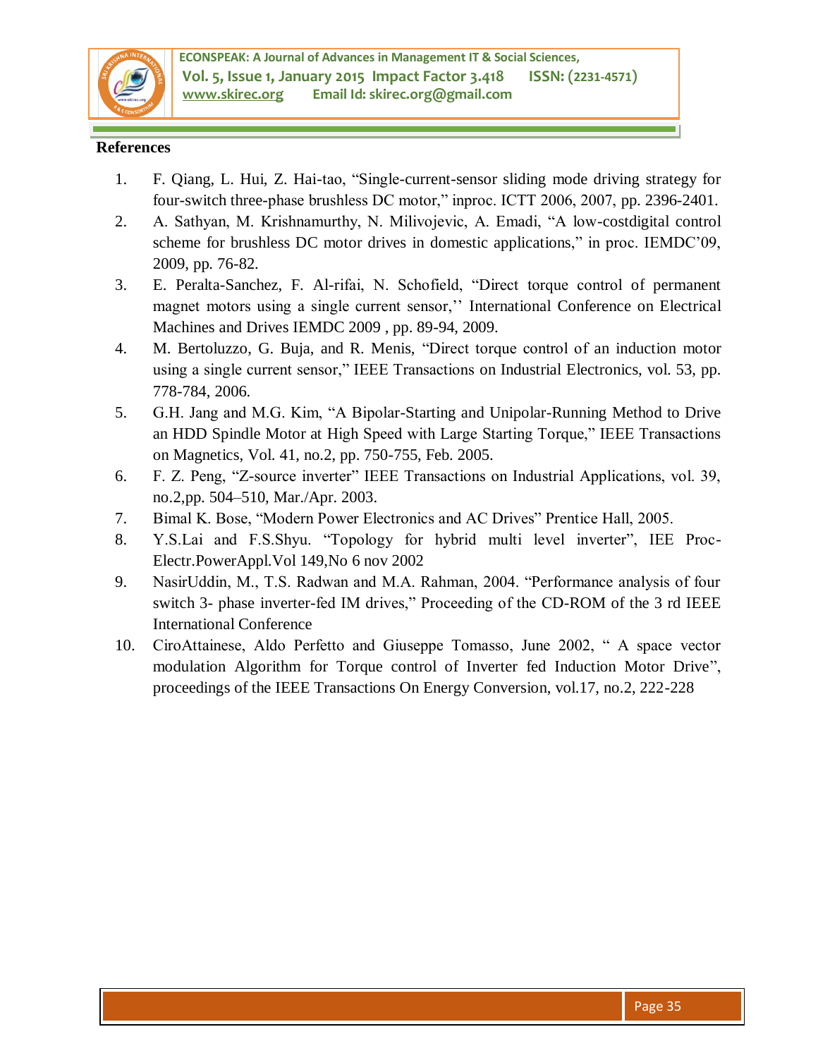## References

1. F. Qiang, L. Hui, Z. Hai-tao, "Single-current-sensor sliding mode driving strategy for four-switch three-phase brushless DC motor," inproc. ICTT 2006, 2007, pp. 2396-2401.
2. A. Sathyan, M. Krishnamurthy, N. Milivojevic, A. Emadi, "A low-costdigital control scheme for brushless DC motor drives in domestic applications," in proc. IEMDC'09, 2009, pp. 76-82.
3. E. Peralta-Sanchez, F. Al-rifai, N. Schofield, "Direct torque control of permanent magnet motors using a single current sensor,'' International Conference on Electrical Machines and Drives IEMDC 2009 , pp. 89-94, 2009.
4. M. Bertoluzzo, G. Buja, and R. Menis, "Direct torque control of an induction motor using a single current sensor," IEEE Transactions on Industrial Electronics, vol. 53, pp. 778-784, 2006.
5. G.H. Jang and M.G. Kim, "A Bipolar-Starting and Unipolar-Running Method to Drive an HDD Spindle Motor at High Speed with Large Starting Torque," IEEE Transactions on Magnetics, Vol. 41, no.2, pp. 750-755, Feb. 2005.
6. F. Z. Peng, "Z-source inverter" IEEE Transactions on Industrial Applications, vol. 39, no.2,pp. 504–510, Mar./Apr. 2003.
7. Bimal K. Bose, "Modern Power Electronics and AC Drives" Prentice Hall, 2005.
8. Y.S.Lai and F.S.Shyu. "Topology for hybrid multi level inverter", IEE Proc-Electr.PowerAppl.Vol 149,No 6 nov 2002
9. NasirUddin, M., T.S. Radwan and M.A. Rahman, 2004. "Performance analysis of four switch 3- phase inverter-fed IM drives," Proceeding of the CD-ROM of the 3 rd IEEE International Conference
10. CiroAttainese, Aldo Perfetto and Giuseppe Tomasso, June 2002, " A space vector modulation Algorithm for Torque control of Inverter fed Induction Motor Drive", proceedings of the IEEE Transactions On Energy Conversion, vol.17, no.2, 222-228